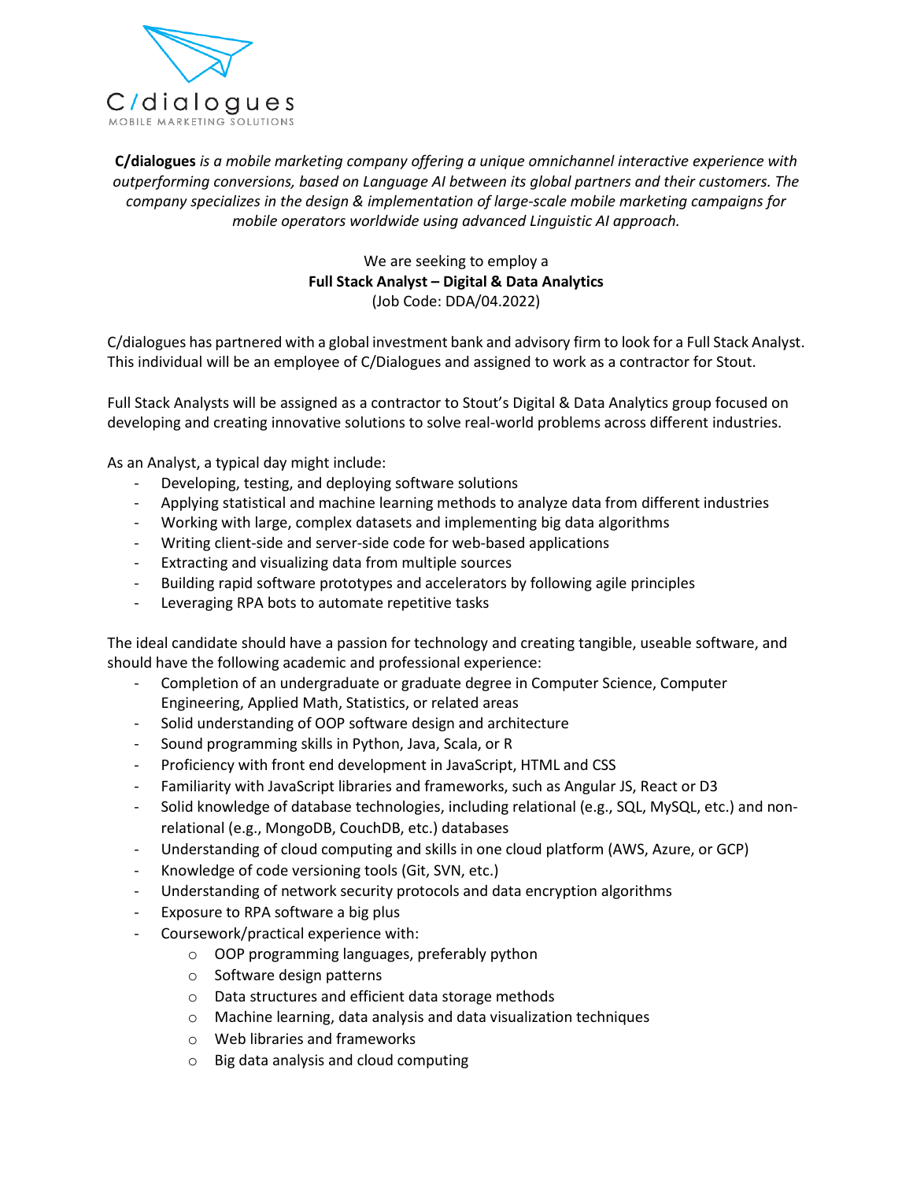**C/dialogues** *is a mobile marketing company offering a unique omnichannel interactive experience with outperforming conversions, based on Language AI between its global partners and their customers. The company specializes in the design & implementation of large-scale mobile marketing campaigns for mobile operators worldwide using advanced Linguistic AI approach.*

We are seeking to employ a

**Full Stack Analyst – Digital & Data Analytics**

(Job Code: DDA/04.2022)

C/dialogues has partnered with a global investment bank and advisory firm to look for a Full Stack Analyst. This individual will be an employee of C/Dialogues and assigned to work as a contractor for Stout.

Full Stack Analysts will be assigned as a contractor to Stout's Digital & Data Analytics group focused on developing and creating innovative solutions to solve real-world problems across different industries.

As an Analyst, a typical day might include:

- Developing, testing, and deploying software solutions
- Applying statistical and machine learning methods to analyze data from different industries
- Working with large, complex datasets and implementing big data algorithms
- Writing client-side and server-side code for web-based applications
- Extracting and visualizing data from multiple sources
- Building rapid software prototypes and accelerators by following agile principles
- Leveraging RPA bots to automate repetitive tasks

The ideal candidate should have a passion for technology and creating tangible, useable software, and should have the following academic and professional experience:

- Completion of an undergraduate or graduate degree in Computer Science, Computer Engineering, Applied Math, Statistics, or related areas
- Solid understanding of OOP software design and architecture
- Sound programming skills in Python, Java, Scala, or R
- Proficiency with front end development in JavaScript, HTML and CSS
- Familiarity with JavaScript libraries and frameworks, such as Angular JS, React or D3
- Solid knowledge of database technologies, including relational (e.g., SQL, MySQL, etc.) and non-relational (e.g., MongoDB, CouchDB, etc.) databases
- Understanding of cloud computing and skills in one cloud platform (AWS, Azure, or GCP)
- Knowledge of code versioning tools (Git, SVN, etc.)
- Understanding of network security protocols and data encryption algorithms
- Exposure to RPA software a big plus
- Coursework/practical experience with:
    - OOP programming languages, preferably python
    - Software design patterns
    - Data structures and efficient data storage methods
    - Machine learning, data analysis and data visualization techniques
    - Web libraries and frameworks
    - Big data analysis and cloud computing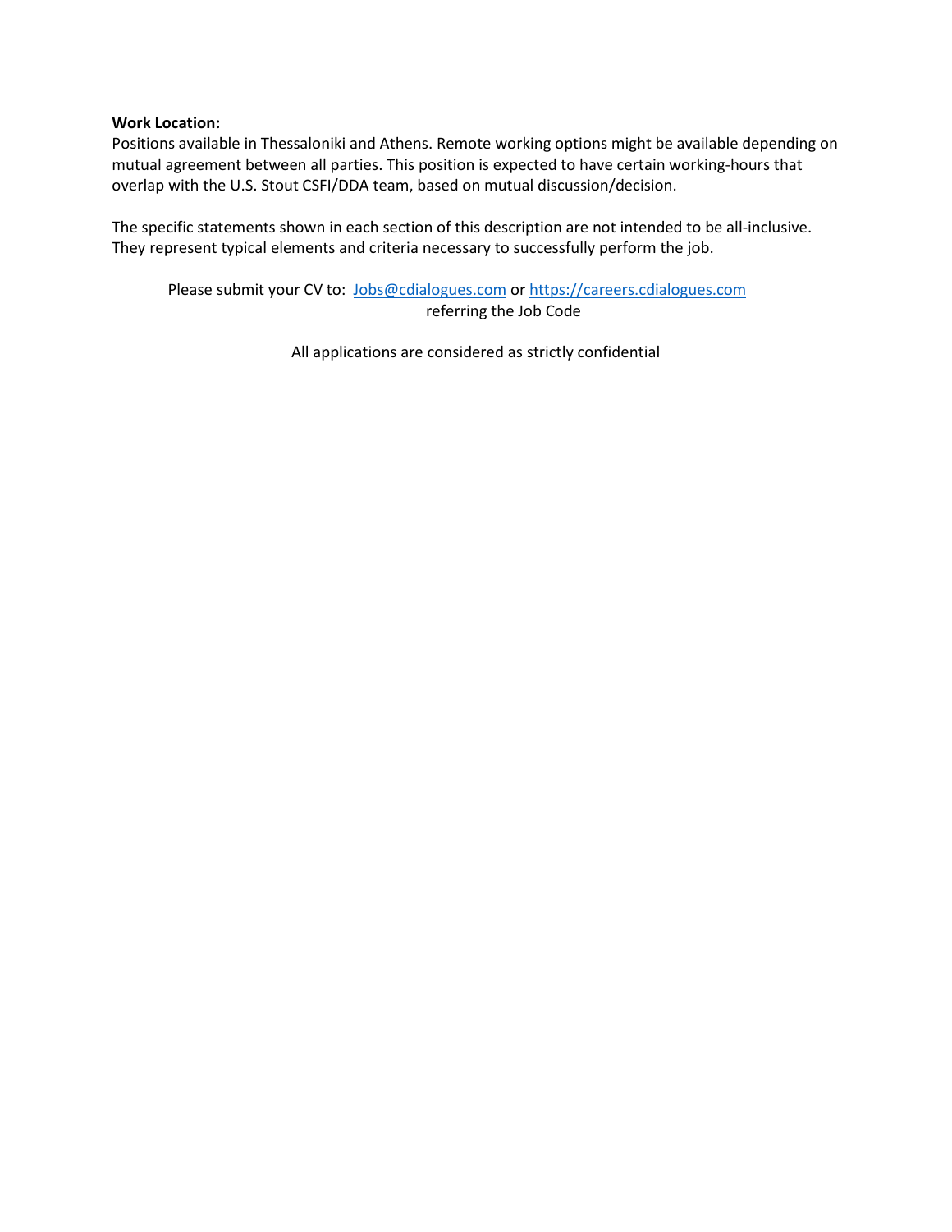**Work Location:**
Positions available in Thessaloniki and Athens. Remote working options might be available depending on mutual agreement between all parties. This position is expected to have certain working-hours that overlap with the U.S. Stout CSFI/DDA team, based on mutual discussion/decision.

The specific statements shown in each section of this description are not intended to be all-inclusive. They represent typical elements and criteria necessary to successfully perform the job.

Please submit your CV to: [Jobs@cdialogues.com](mailto:Jobs@cdialogues.com) or [https://careers.cdialogues.com](https://careers.cdialogues.com) referring the Job Code

All applications are considered as strictly confidential